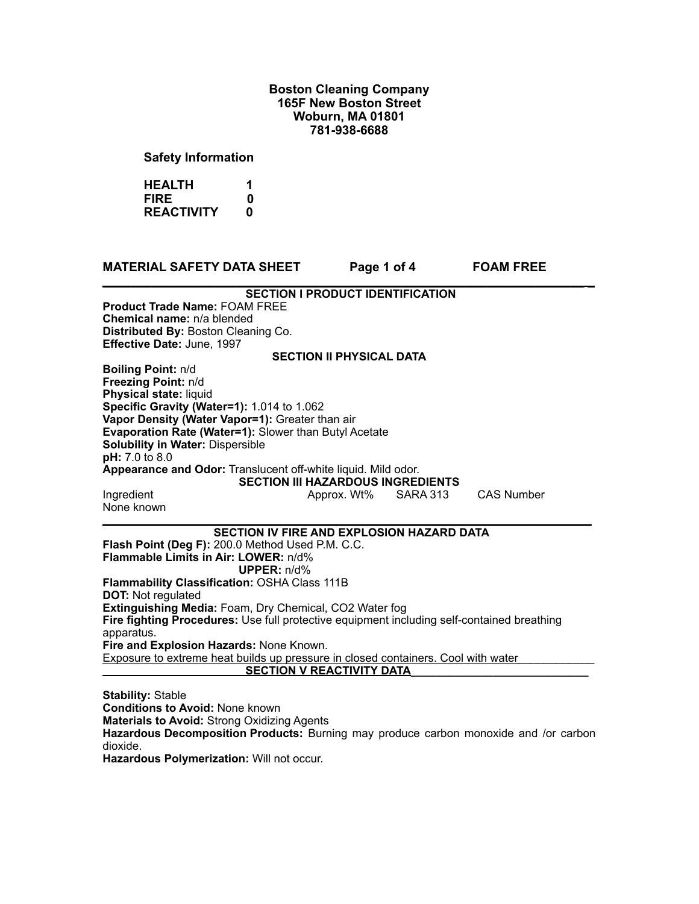**Boston Cleaning Company**
**165F New Boston Street**
**Woburn, MA 01801**
**781-938-6688**

**Safety Information**

| | |
|---|---|
| **HEALTH** | **1** |
| **FIRE** | **0** |
| **REACTIVITY** | **0** |

**MATERIAL SAFETY DATA SHEET** **FOAM FREE**

## SECTION I PRODUCT IDENTIFICATION

**Product Trade Name:** FOAM FREE
**Chemical name:** n/a blended
**Distributed By:** Boston Cleaning Co.
**Effective Date:** June, 1997

## SECTION II PHYSICAL DATA

**Boiling Point:** n/d
**Freezing Point:** n/d
**Physical state:** liquid
**Specific Gravity (Water=1):** 1.014 to 1.062
**Vapor Density (Water Vapor=1):** Greater than air
**Evaporation Rate (Water=1):** Slower than Butyl Acetate
**Solubility in Water:** Dispersible
**pH:** 7.0 to 8.0
**Appearance and Odor:** Translucent off-white liquid. Mild odor.

## SECTION III HAZARDOUS INGREDIENTS

| Ingredient | Approx. Wt% | SARA 313 | CAS Number |
|---|---|---|---|
| None known | | | |

## SECTION IV FIRE AND EXPLOSION HAZARD DATA

**Flash Point (Deg F):** 200.0 Method Used P.M. C.C.
**Flammable Limits in Air: LOWER:** n/d%
**UPPER:** n/d%
**Flammability Classification:** OSHA Class 111B
**DOT:** Not regulated
**Extinguishing Media:** Foam, Dry Chemical, $CO_2$ Water fog
**Fire fighting Procedures:** Use full protective equipment including self-contained breathing apparatus.
**Fire and Explosion Hazards:** None Known.
Exposure to extreme heat builds up pressure in closed containers. Cool with water

## SECTION V REACTIVITY DATA

**Stability:** Stable
**Conditions to Avoid:** None known
**Materials to Avoid:** Strong Oxidizing Agents
**Hazardous Decomposition Products:** Burning may produce carbon monoxide and /or carbon dioxide.
**Hazardous Polymerization:** Will not occur.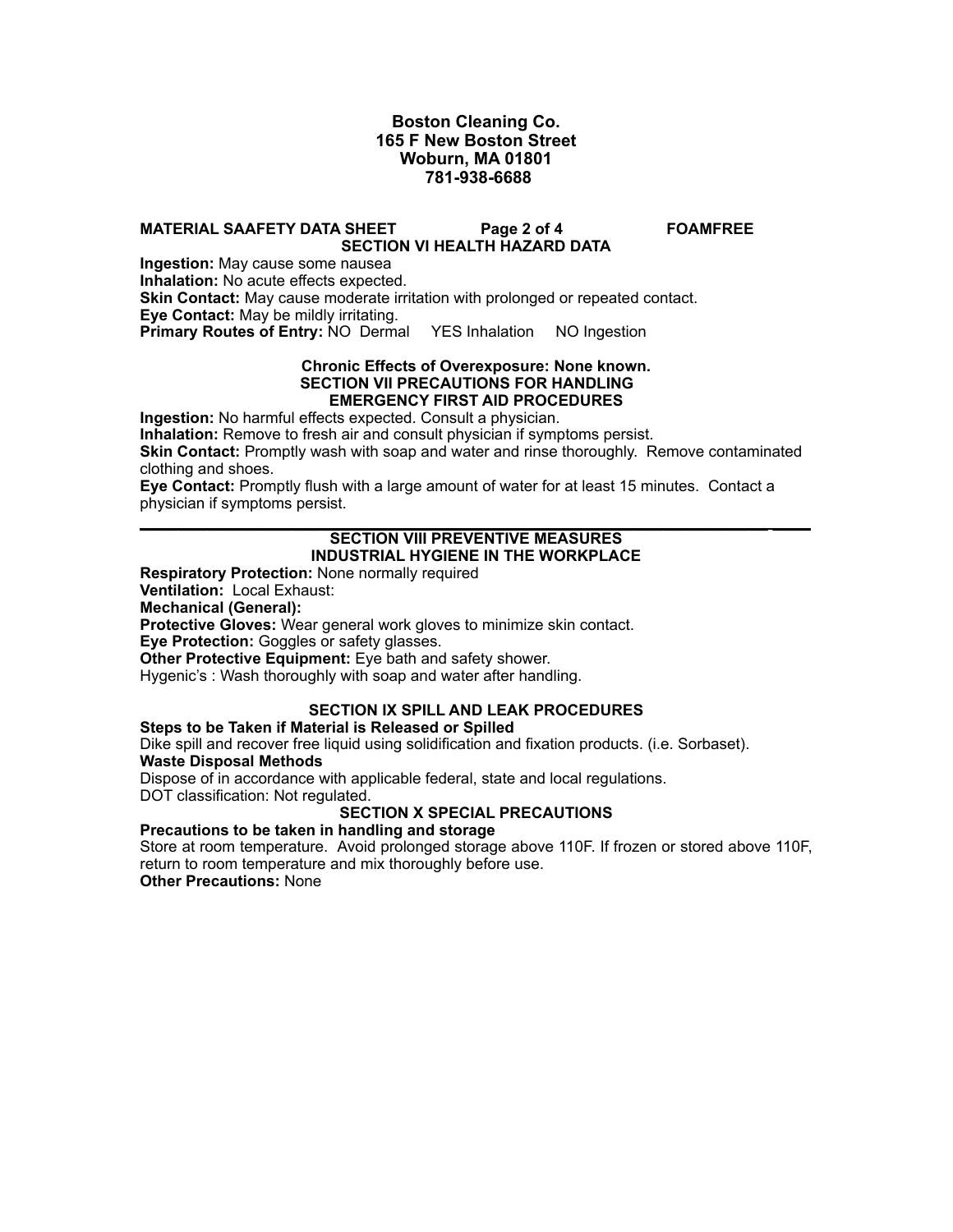**Boston Cleaning Co.**
**165 F New Boston Street**
**Woburn, MA 01801**
**781-938-6688**

**MATERIAL SAAFETY DATA SHEET Page 2 of 4 FOAMFREE**

## SECTION VI HEALTH HAZARD DATA

**Ingestion:** May cause some nausea
**Inhalation:** No acute effects expected.
**Skin Contact:** May cause moderate irritation with prolonged or repeated contact.
**Eye Contact:** May be mildly irritating.
**Primary Routes of Entry:** NO Dermal YES Inhalation NO Ingestion

**Chronic Effects of Overexposure: None known.**

## SECTION VII PRECAUTIONS FOR HANDLING

### EMERGENCY FIRST AID PROCEDURES

**Ingestion:** No harmful effects expected. Consult a physician.
**Inhalation:** Remove to fresh air and consult physician if symptoms persist.
**Skin Contact:** Promptly wash with soap and water and rinse thoroughly. Remove contaminated clothing and shoes.
**Eye Contact:** Promptly flush with a large amount of water for at least 15 minutes. Contact a physician if symptoms persist.

---

## SECTION VIII PREVENTIVE MEASURES

### INDUSTRIAL HYGIENE IN THE WORKPLACE

**Respiratory Protection:** None normally required
**Ventilation:** Local Exhaust:
**Mechanical (General):**
**Protective Gloves:** Wear general work gloves to minimize skin contact.
**Eye Protection:** Goggles or safety glasses.
**Other Protective Equipment:** Eye bath and safety shower.
Hygenic's : Wash thoroughly with soap and water after handling.

## SECTION IX SPILL AND LEAK PROCEDURES

**Steps to be Taken if Material is Released or Spilled**
Dike spill and recover free liquid using solidification and fixation products. (i.e. Sorbaset).
**Waste Disposal Methods**
Dispose of in accordance with applicable federal, state and local regulations.
DOT classification: Not regulated.

## SECTION X SPECIAL PRECAUTIONS

**Precautions to be taken in handling and storage**
Store at room temperature. Avoid prolonged storage above 110F. If frozen or stored above 110F, return to room temperature and mix thoroughly before use.
**Other Precautions:** None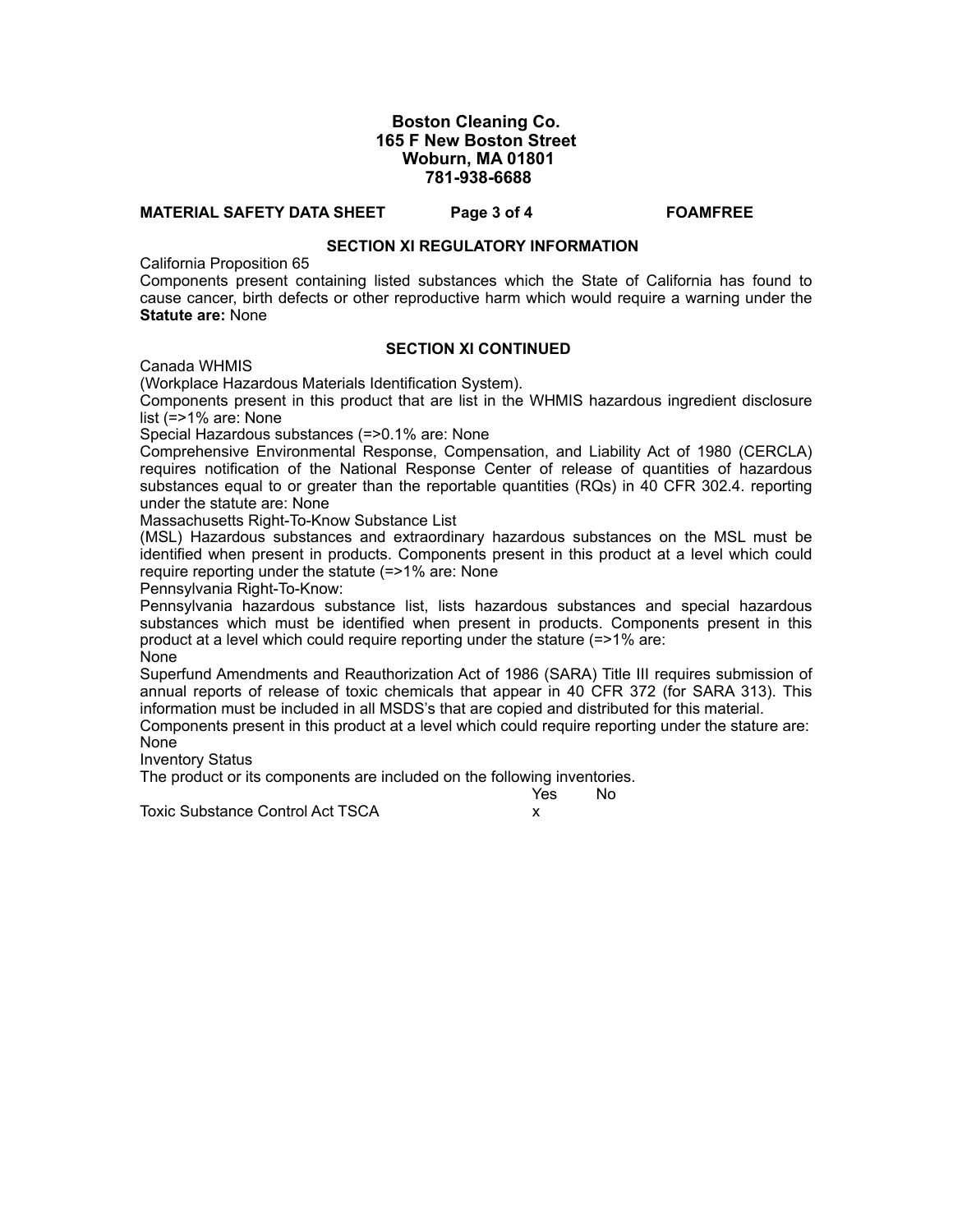**Boston Cleaning Co.**
**165 F New Boston Street**
**Woburn, MA 01801**
**781-938-6688**

**MATERIAL SAFETY DATA SHEET** **FOAMFREE**

## SECTION XI REGULATORY INFORMATION

California Proposition 65

Components present containing listed substances which the State of California has found to cause cancer, birth defects or other reproductive harm which would require a warning under the **Statute are:** None

## SECTION XI CONTINUED

Canada WHMIS

(Workplace Hazardous Materials Identification System).

Components present in this product that are list in the WHMIS hazardous ingredient disclosure list (=>1% are: None

Special Hazardous substances (=>0.1% are: None

Comprehensive Environmental Response, Compensation, and Liability Act of 1980 (CERCLA) requires notification of the National Response Center of release of quantities of hazardous substances equal to or greater than the reportable quantities (RQs) in 40 CFR 302.4. reporting under the statute are: None

Massachusetts Right-To-Know Substance List

(MSL) Hazardous substances and extraordinary hazardous substances on the MSL must be identified when present in products. Components present in this product at a level which could require reporting under the statute (=>1% are: None

Pennsylvania Right-To-Know:

Pennsylvania hazardous substance list, lists hazardous substances and special hazardous substances which must be identified when present in products. Components present in this product at a level which could require reporting under the stature (=>1% are:
None

Superfund Amendments and Reauthorization Act of 1986 (SARA) Title III requires submission of annual reports of release of toxic chemicals that appear in 40 CFR 372 (for SARA 313). This information must be included in all MSDS's that are copied and distributed for this material.

Components present in this product at a level which could require reporting under the stature are:
None

Inventory Status

The product or its components are included on the following inventories.

| | Yes | No |
|---|---|---|
| Toxic Substance Control Act TSCA | x | |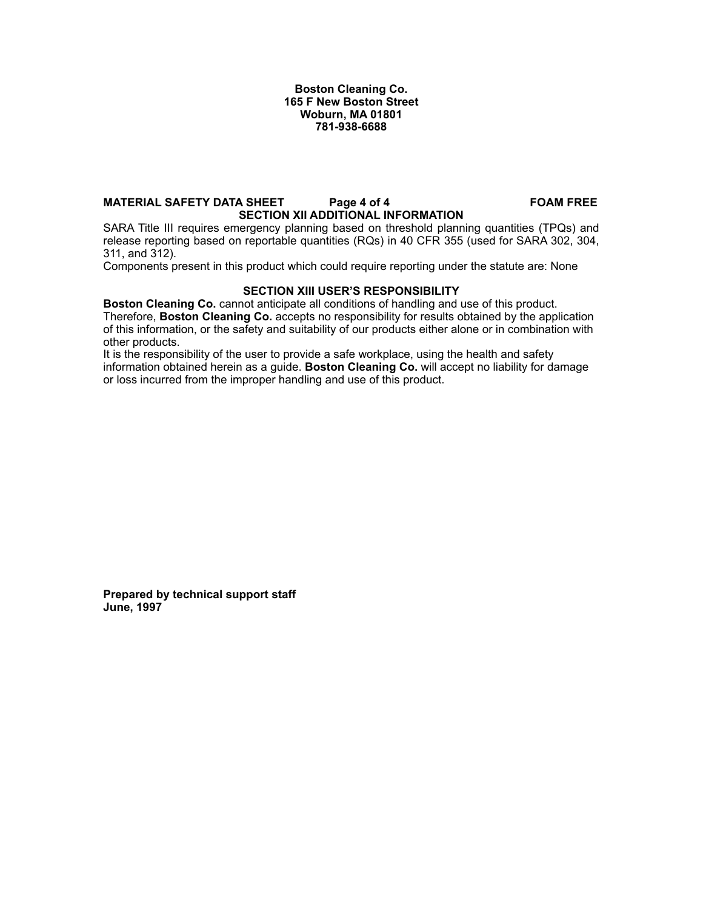**Boston Cleaning Co.**
**165 F New Boston Street**
**Woburn, MA 01801**
**781-938-6688**

**MATERIAL SAFETY DATA SHEET** **FOAM FREE**

## SECTION XII ADDITIONAL INFORMATION

SARA Title III requires emergency planning based on threshold planning quantities (TPQs) and release reporting based on reportable quantities (RQs) in 40 CFR 355 (used for SARA 302, 304, 311, and 312).

Components present in this product which could require reporting under the statute are: None

## SECTION XIII USER'S RESPONSIBILITY

**Boston Cleaning Co.** cannot anticipate all conditions of handling and use of this product. Therefore, **Boston Cleaning Co.** accepts no responsibility for results obtained by the application of this information, or the safety and suitability of our products either alone or in combination with other products.

It is the responsibility of the user to provide a safe workplace, using the health and safety information obtained herein as a guide. **Boston Cleaning Co.** will accept no liability for damage or loss incurred from the improper handling and use of this product.

**Prepared by technical support staff**
**June, 1997**